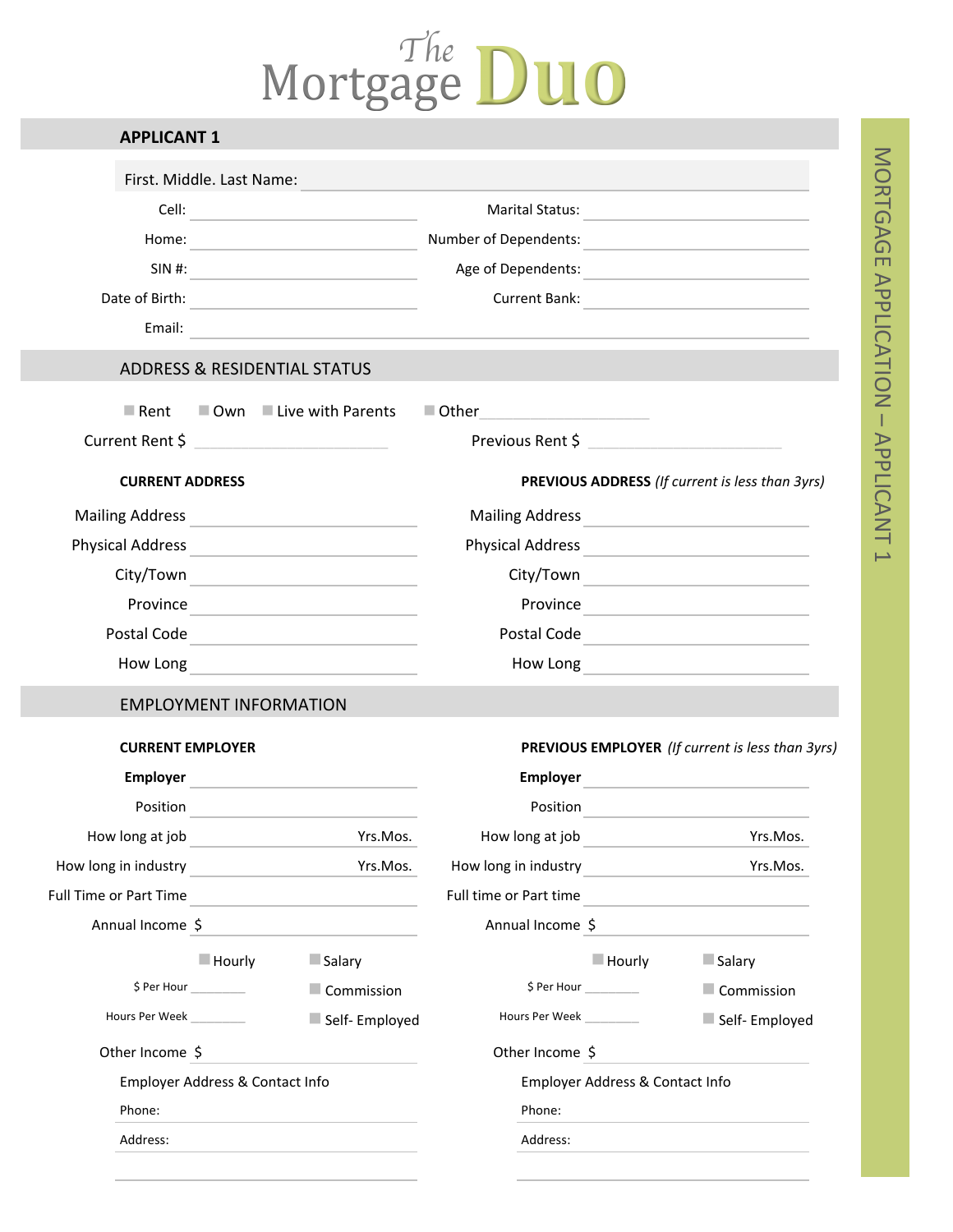# The Mortgage Duo

MORTGAGE APPLICATION – APPLICANT 1

## APPLICANT 1

First. Middle. Last Name: ______________________

Cell: ______________________ Marital Status: ______________________

Home: ______________________ Number of Dependents: ______________________

SIN #: ______________________ Age of Dependents: ______________________

Date of Birth: ______________________ Current Bank: ______________________

Email: ______________________

## ADDRESS & RESIDENTIAL STATUS

☐ Rent ☐ Own ☐ Live with Parents ☐ Other ______________________

Current Rent $ ______________________ Previous Rent $ ______________________

**CURRENT ADDRESS**

Mailing Address ______________________

Physical Address ______________________

City/Town ______________________

Province ______________________

Postal Code ______________________

How Long ______________________

**PREVIOUS ADDRESS** *(If current is less than 3yrs)*

Mailing Address ______________________

Physical Address ______________________

City/Town ______________________

Province ______________________

Postal Code ______________________

How Long ______________________

## EMPLOYMENT INFORMATION

**CURRENT EMPLOYER**

**Employer** ______________________

Position ______________________

How long at job ______________________ Yrs.Mos.

How long in industry ______________________ Yrs.Mos.

Full Time or Part Time ______________________

Annual Income $ ______________________

☐ Hourly ☐ Salary

$ Per Hour __________ ☐ Commission

Hours Per Week __________ ☐ Self- Employed

Other Income $ ______________________

Employer Address & Contact Info

Phone: ______________________

Address: ______________________

______________________

**PREVIOUS EMPLOYER** *(If current is less than 3yrs)*

**Employer** ______________________

Position ______________________

How long at job ______________________ Yrs.Mos.

How long in industry ______________________ Yrs.Mos.

Full time or Part time ______________________

Annual Income $ ______________________

☐ Hourly ☐ Salary

$ Per Hour __________ ☐ Commission

Hours Per Week __________ ☐ Self- Employed

Other Income $ ______________________

Employer Address & Contact Info

Phone: ______________________

Address: ______________________

______________________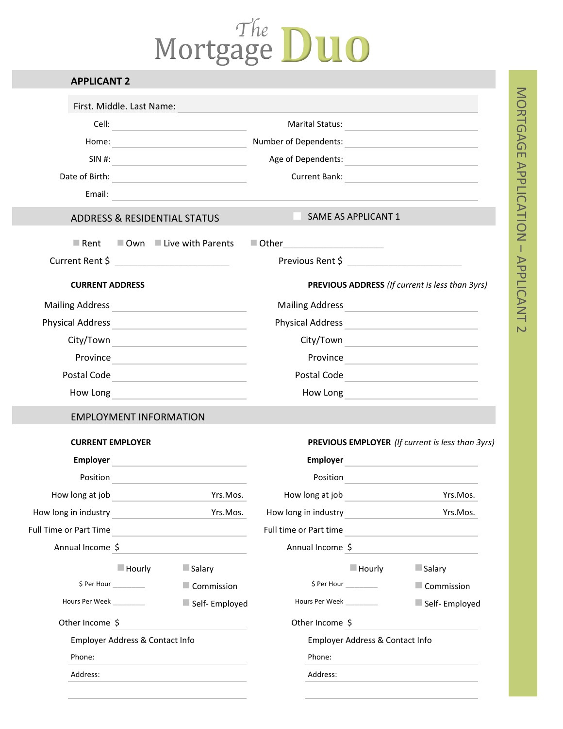# The Mortgage Duo

MORTGAGE APPLICATION – APPLICANT 2

## APPLICANT 2

First. Middle. Last Name: ____________________

| | | | |
|---|---|---|---|
| Cell: | | Marital Status: | |
| Home: | | Number of Dependents: | |
| SIN #: | | Age of Dependents: | |
| Date of Birth: | | Current Bank: | |
| Email: | | | |

## ADDRESS & RESIDENTIAL STATUS

☐ SAME AS APPLICANT 1

☐ Rent ☐ Own ☐ Live with Parents ☐ Other ____________

Current Rent $ ____________ Previous Rent $ ____________

| **CURRENT ADDRESS** | | **PREVIOUS ADDRESS** *(If current is less than 3yrs)* | |
|---|---|---|---|
| Mailing Address | | Mailing Address | |
| Physical Address | | Physical Address | |
| City/Town | | City/Town | |
| Province | | Province | |
| Postal Code | | Postal Code | |
| How Long | | How Long | |

## EMPLOYMENT INFORMATION

| **CURRENT EMPLOYER** | | **PREVIOUS EMPLOYER** *(If current is less than 3yrs)* | |
|---|---|---|---|
| **Employer** | | **Employer** | |
| Position | | Position | |
| How long at job | Yrs.Mos. | How long at job | Yrs.Mos. |
| How long in industry | Yrs.Mos. | How long in industry | Yrs.Mos. |
| Full Time or Part Time | | Full time or Part time | |
| Annual Income | $ | Annual Income | $ |

**Current Employer:**

☐ Hourly ☐ Salary

$ Per Hour ________ ☐ Commission

Hours Per Week ________ ☐ Self- Employed

Other Income $ ____________

Employer Address & Contact Info

Phone:

Address:

**Previous Employer:**

☐ Hourly ☐ Salary

$ Per Hour ________ ☐ Commission

Hours Per Week ________ ☐ Self- Employed

Other Income $ ____________

Employer Address & Contact Info

Phone:

Address: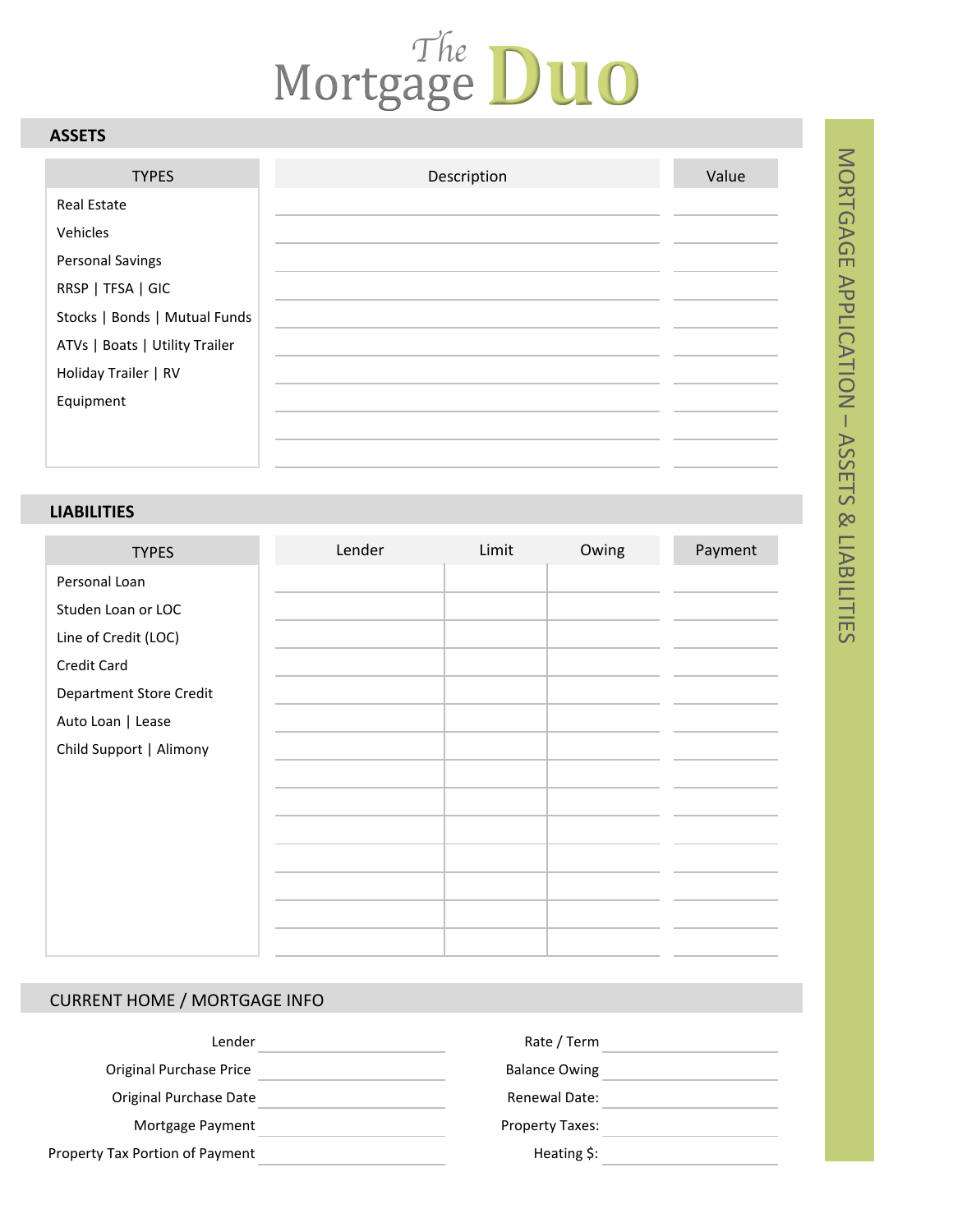# The Mortgage Duo

## ASSETS

| TYPES | Description | Value |
|---|---|---|
| Real Estate | | |
| Vehicles | | |
| Personal Savings | | |
| RRSP \| TFSA \| GIC | | |
| Stocks \| Bonds \| Mutual Funds | | |
| ATVs \| Boats \| Utility Trailer | | |
| Holiday Trailer \| RV | | |
| Equipment | | |
| | | |
| | | |

## LIABILITIES

| TYPES | Lender | Limit | Owing | Payment |
|---|---|---|---|---|
| Personal Loan | | | | |
| Studen Loan or LOC | | | | |
| Line of Credit (LOC) | | | | |
| Credit Card | | | | |
| Department Store Credit | | | | |
| Auto Loan \| Lease | | | | |
| Child Support \| Alimony | | | | |
| | | | | |
| | | | | |
| | | | | |
| | | | | |
| | | | | |
| | | | | |
| | | | | |

## CURRENT HOME / MORTGAGE INFO

| | | | |
|---|---|---|---|
| Lender | | Rate / Term | |
| Original Purchase Price | | Balance Owing | |
| Original Purchase Date | | Renewal Date: | |
| Mortgage Payment | | Property Taxes: | |
| Property Tax Portion of Payment | | Heating $: | |

MORTGAGE APPLICATION – ASSETS & LIABILITIES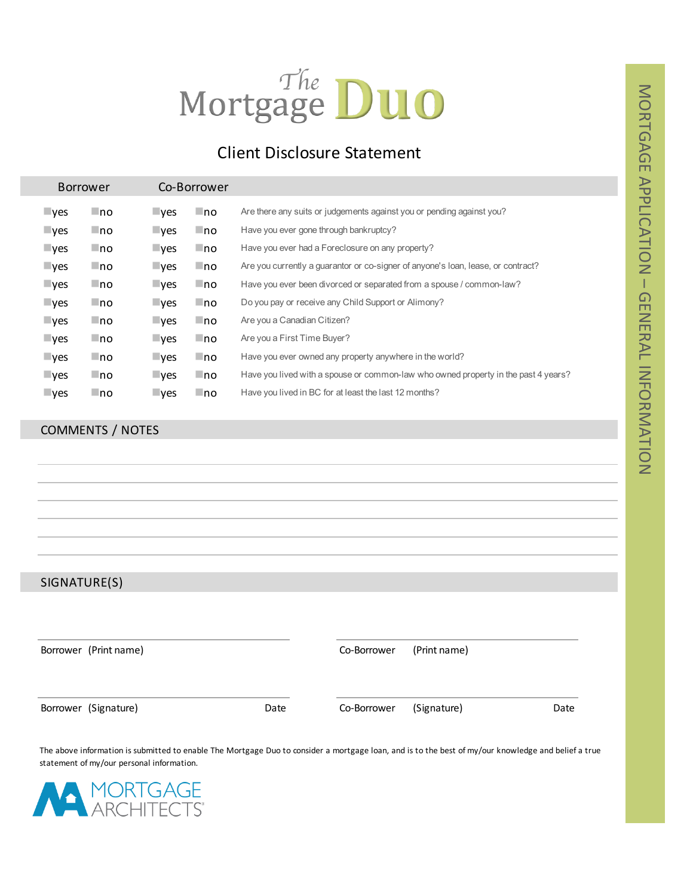# The Mortgage Duo

## Client Disclosure Statement

| Borrower | | Co-Borrower | | |
|---|---|---|---|---|
| ☐ yes | ☐ no | ☐ yes | ☐ no | Are there any suits or judgements against you or pending against you? |
| ☐ yes | ☐ no | ☐ yes | ☐ no | Have you ever gone through bankruptcy? |
| ☐ yes | ☐ no | ☐ yes | ☐ no | Have you ever had a Foreclosure on any property? |
| ☐ yes | ☐ no | ☐ yes | ☐ no | Are you currently a guarantor or co-signer of anyone's loan, lease, or contract? |
| ☐ yes | ☐ no | ☐ yes | ☐ no | Have you ever been divorced or separated from a spouse / common-law? |
| ☐ yes | ☐ no | ☐ yes | ☐ no | Do you pay or receive any Child Support or Alimony? |
| ☐ yes | ☐ no | ☐ yes | ☐ no | Are you a Canadian Citizen? |
| ☐ yes | ☐ no | ☐ yes | ☐ no | Are you a First Time Buyer? |
| ☐ yes | ☐ no | ☐ yes | ☐ no | Have you ever owned any property anywhere in the world? |
| ☐ yes | ☐ no | ☐ yes | ☐ no | Have you lived with a spouse or common-law who owned property in the past 4 years? |
| ☐ yes | ☐ no | ☐ yes | ☐ no | Have you lived in BC for at least the last 12 months? |

## COMMENTS / NOTES

______________________________________________

______________________________________________

______________________________________________

______________________________________________

______________________________________________

## SIGNATURE(S)

______________________________ ______________________________

Borrower (Print name) Co-Borrower (Print name)

______________________________ ______________________________

Borrower (Signature) Date Co-Borrower (Signature) Date

The above information is submitted to enable The Mortgage Duo to consider a mortgage loan, and is to the best of my/our knowledge and belief a true statement of my/our personal information.

MORTGAGE ARCHITECTS

MORTGAGE APPLICATION – GENERAL INFORMATION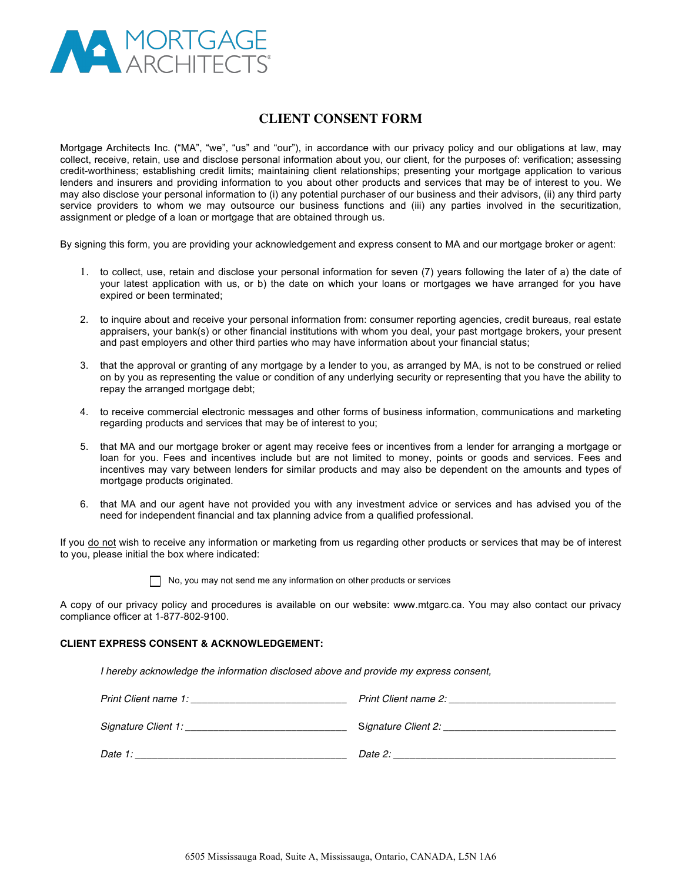MORTGAGE ARCHITECTS®

# CLIENT CONSENT FORM

Mortgage Architects Inc. ("MA", "we", "us" and "our"), in accordance with our privacy policy and our obligations at law, may collect, receive, retain, use and disclose personal information about you, our client, for the purposes of: verification; assessing credit-worthiness; establishing credit limits; maintaining client relationships; presenting your mortgage application to various lenders and insurers and providing information to you about other products and services that may be of interest to you. We may also disclose your personal information to (i) any potential purchaser of our business and their advisors, (ii) any third party service providers to whom we may outsource our business functions and (iii) any parties involved in the securitization, assignment or pledge of a loan or mortgage that are obtained through us.

By signing this form, you are providing your acknowledgement and express consent to MA and our mortgage broker or agent:

1. to collect, use, retain and disclose your personal information for seven (7) years following the later of a) the date of your latest application with us, or b) the date on which your loans or mortgages we have arranged for you have expired or been terminated;

2. to inquire about and receive your personal information from: consumer reporting agencies, credit bureaus, real estate appraisers, your bank(s) or other financial institutions with whom you deal, your past mortgage brokers, your present and past employers and other third parties who may have information about your financial status;

3. that the approval or granting of any mortgage by a lender to you, as arranged by MA, is not to be construed or relied on by you as representing the value or condition of any underlying security or representing that you have the ability to repay the arranged mortgage debt;

4. to receive commercial electronic messages and other forms of business information, communications and marketing regarding products and services that may be of interest to you;

5. that MA and our mortgage broker or agent may receive fees or incentives from a lender for arranging a mortgage or loan for you. Fees and incentives include but are not limited to money, points or goods and services. Fees and incentives may vary between lenders for similar products and may also be dependent on the amounts and types of mortgage products originated.

6. that MA and our agent have not provided you with any investment advice or services and has advised you of the need for independent financial and tax planning advice from a qualified professional.

If you do not wish to receive any information or marketing from us regarding other products or services that may be of interest to you, please initial the box where indicated:

☐ No, you may not send me any information on other products or services

A copy of our privacy policy and procedures is available on our website: www.mtgarc.ca. You may also contact our privacy compliance officer at 1-877-802-9100.

**CLIENT EXPRESS CONSENT & ACKNOWLEDGEMENT:**

*I hereby acknowledge the information disclosed above and provide my express consent,*

*Print Client name 1:* ____________________ *Print Client name 2:* ____________________

*Signature Client 1:* ____________________ *Signature Client 2:* ____________________

*Date 1:* ____________________ *Date 2:* ____________________

6505 Mississauga Road, Suite A, Mississauga, Ontario, CANADA, L5N 1A6